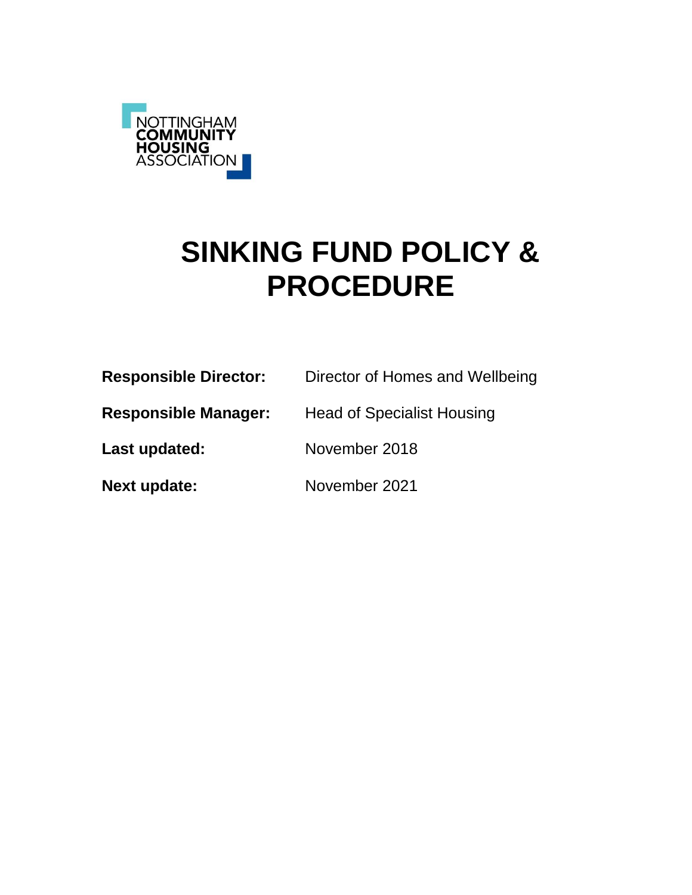NOTTINGHAM
COMMUNITY
HOUSING
ASSOCIATION

# SINKING FUND POLICY & PROCEDURE

**Responsible Director:** Director of Homes and Wellbeing

**Responsible Manager:** Head of Specialist Housing

**Last updated:** November 2018

**Next update:** November 2021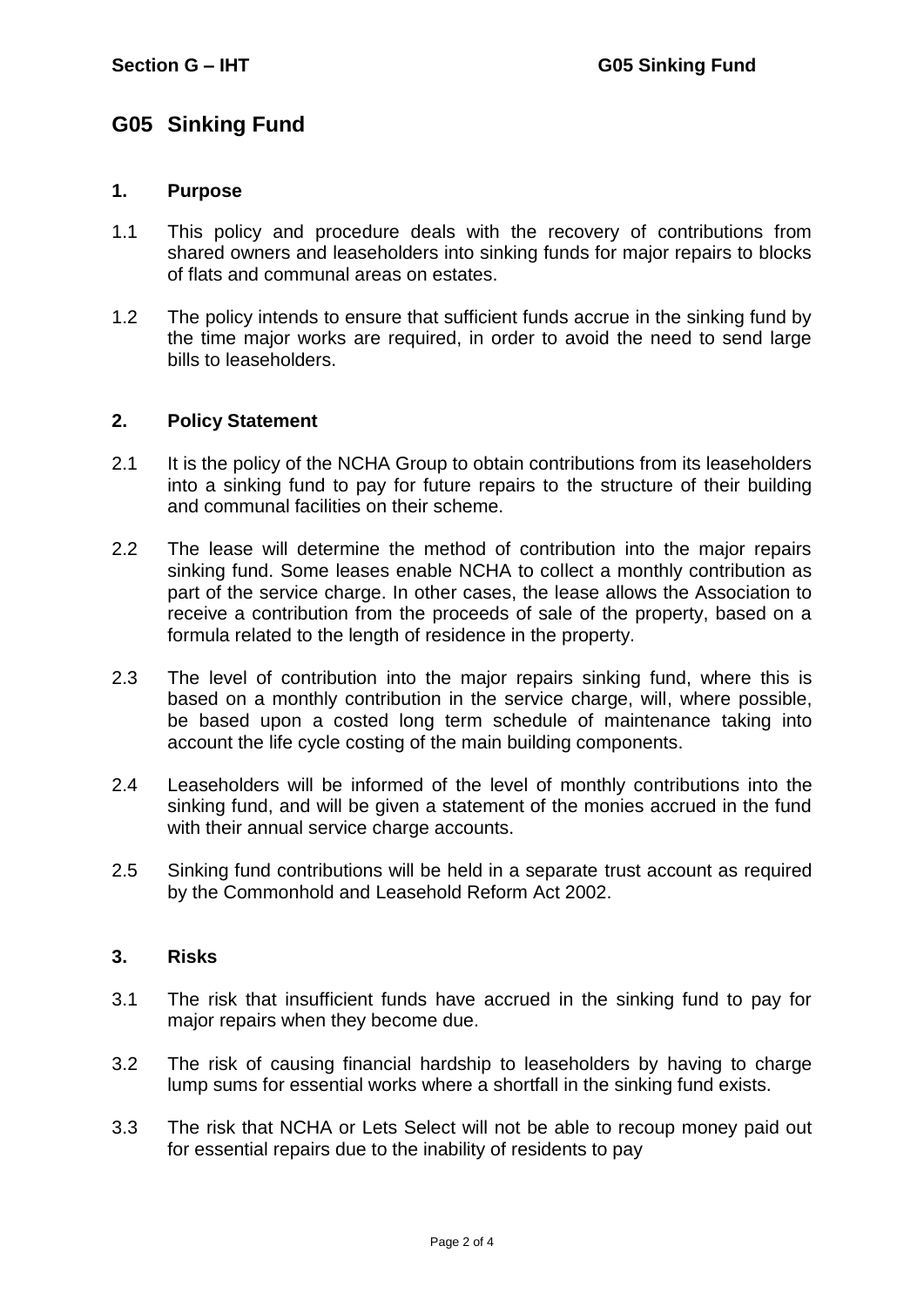## G05 Sinking Fund

### 1. Purpose

1.1 This policy and procedure deals with the recovery of contributions from shared owners and leaseholders into sinking funds for major repairs to blocks of flats and communal areas on estates.

1.2 The policy intends to ensure that sufficient funds accrue in the sinking fund by the time major works are required, in order to avoid the need to send large bills to leaseholders.

### 2. Policy Statement

2.1 It is the policy of the NCHA Group to obtain contributions from its leaseholders into a sinking fund to pay for future repairs to the structure of their building and communal facilities on their scheme.

2.2 The lease will determine the method of contribution into the major repairs sinking fund. Some leases enable NCHA to collect a monthly contribution as part of the service charge. In other cases, the lease allows the Association to receive a contribution from the proceeds of sale of the property, based on a formula related to the length of residence in the property.

2.3 The level of contribution into the major repairs sinking fund, where this is based on a monthly contribution in the service charge, will, where possible, be based upon a costed long term schedule of maintenance taking into account the life cycle costing of the main building components.

2.4 Leaseholders will be informed of the level of monthly contributions into the sinking fund, and will be given a statement of the monies accrued in the fund with their annual service charge accounts.

2.5 Sinking fund contributions will be held in a separate trust account as required by the Commonhold and Leasehold Reform Act 2002.

### 3. Risks

3.1 The risk that insufficient funds have accrued in the sinking fund to pay for major repairs when they become due.

3.2 The risk of causing financial hardship to leaseholders by having to charge lump sums for essential works where a shortfall in the sinking fund exists.

3.3 The risk that NCHA or Lets Select will not be able to recoup money paid out for essential repairs due to the inability of residents to pay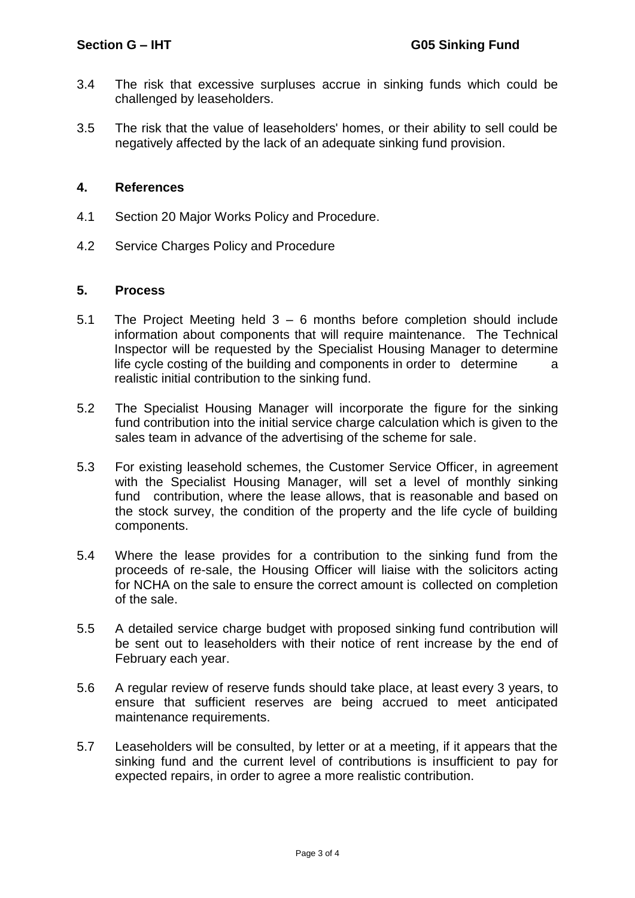3.4 The risk that excessive surpluses accrue in sinking funds which could be challenged by leaseholders.

3.5 The risk that the value of leaseholders' homes, or their ability to sell could be negatively affected by the lack of an adequate sinking fund provision.

## 4. References

4.1 Section 20 Major Works Policy and Procedure.

4.2 Service Charges Policy and Procedure

## 5. Process

5.1 The Project Meeting held 3 – 6 months before completion should include information about components that will require maintenance. The Technical Inspector will be requested by the Specialist Housing Manager to determine life cycle costing of the building and components in order to determine a realistic initial contribution to the sinking fund.

5.2 The Specialist Housing Manager will incorporate the figure for the sinking fund contribution into the initial service charge calculation which is given to the sales team in advance of the advertising of the scheme for sale.

5.3 For existing leasehold schemes, the Customer Service Officer, in agreement with the Specialist Housing Manager, will set a level of monthly sinking fund contribution, where the lease allows, that is reasonable and based on the stock survey, the condition of the property and the life cycle of building components.

5.4 Where the lease provides for a contribution to the sinking fund from the proceeds of re-sale, the Housing Officer will liaise with the solicitors acting for NCHA on the sale to ensure the correct amount is collected on completion of the sale.

5.5 A detailed service charge budget with proposed sinking fund contribution will be sent out to leaseholders with their notice of rent increase by the end of February each year.

5.6 A regular review of reserve funds should take place, at least every 3 years, to ensure that sufficient reserves are being accrued to meet anticipated maintenance requirements.

5.7 Leaseholders will be consulted, by letter or at a meeting, if it appears that the sinking fund and the current level of contributions is insufficient to pay for expected repairs, in order to agree a more realistic contribution.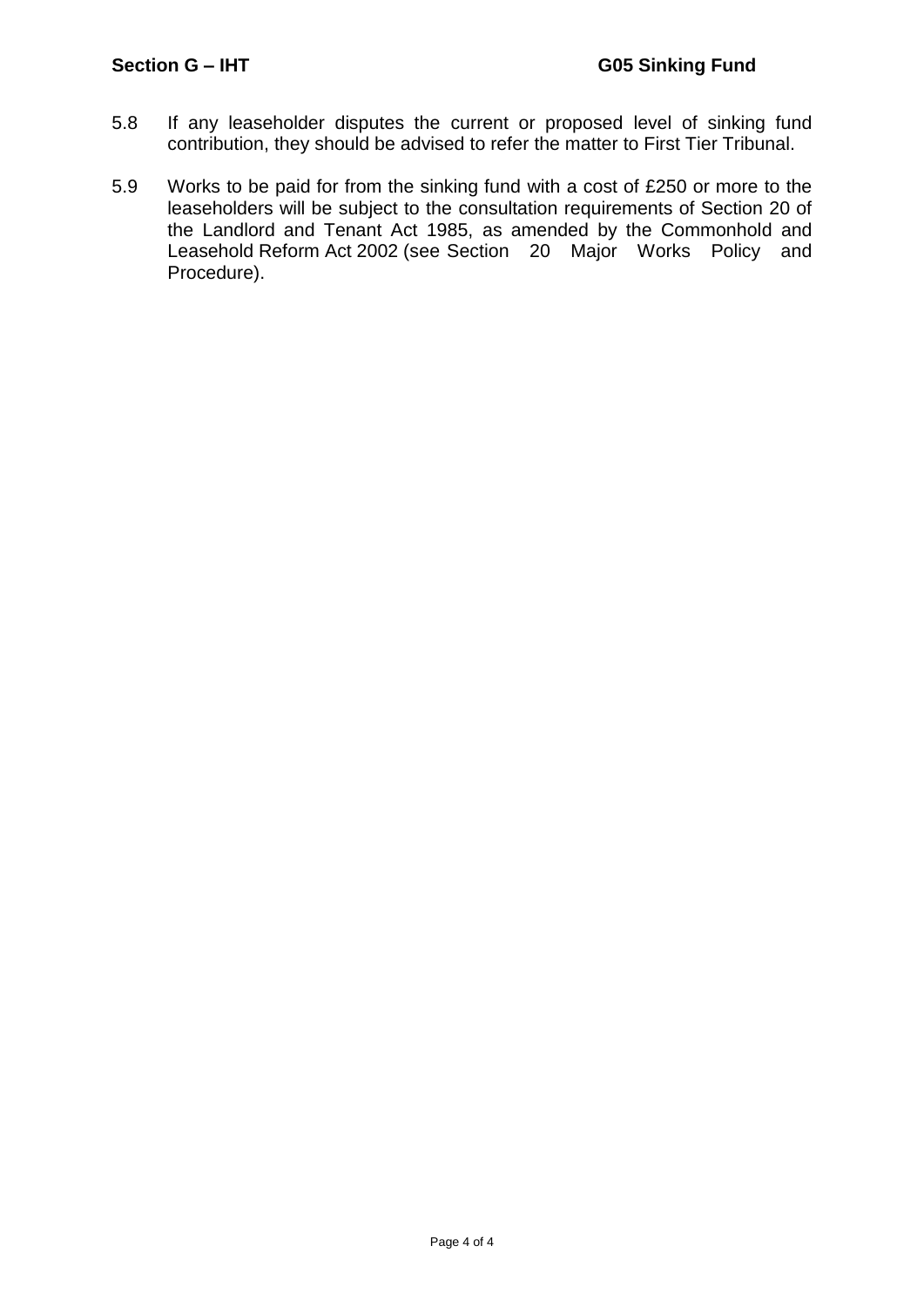5.8 If any leaseholder disputes the current or proposed level of sinking fund contribution, they should be advised to refer the matter to First Tier Tribunal.

5.9 Works to be paid for from the sinking fund with a cost of £250 or more to the leaseholders will be subject to the consultation requirements of Section 20 of the Landlord and Tenant Act 1985, as amended by the Commonhold and Leasehold Reform Act 2002 (see Section 20 Major Works Policy and Procedure).